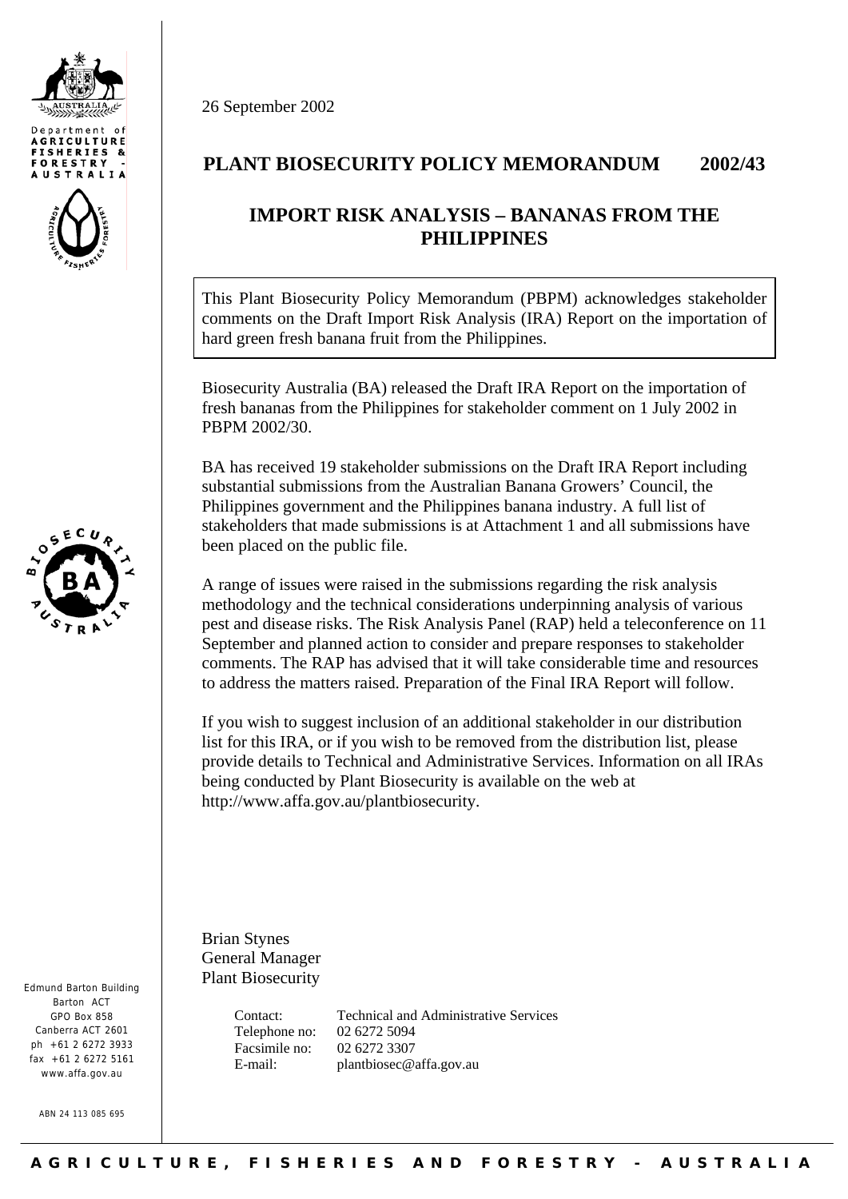Department of AGRICULTURE FISHERIES & FORESTRY - AUSTRALIA

26 September 2002

## PLANT BIOSECURITY POLICY MEMORANDUM 2002/43

## IMPORT RISK ANALYSIS – BANANAS FROM THE PHILIPPINES

This Plant Biosecurity Policy Memorandum (PBPM) acknowledges stakeholder comments on the Draft Import Risk Analysis (IRA) Report on the importation of hard green fresh banana fruit from the Philippines.

Biosecurity Australia (BA) released the Draft IRA Report on the importation of fresh bananas from the Philippines for stakeholder comment on 1 July 2002 in PBPM 2002/30.

BA has received 19 stakeholder submissions on the Draft IRA Report including substantial submissions from the Australian Banana Growers' Council, the Philippines government and the Philippines banana industry. A full list of stakeholders that made submissions is at Attachment 1 and all submissions have been placed on the public file.

A range of issues were raised in the submissions regarding the risk analysis methodology and the technical considerations underpinning analysis of various pest and disease risks. The Risk Analysis Panel (RAP) held a teleconference on 11 September and planned action to consider and prepare responses to stakeholder comments. The RAP has advised that it will take considerable time and resources to address the matters raised. Preparation of the Final IRA Report will follow.

If you wish to suggest inclusion of an additional stakeholder in our distribution list for this IRA, or if you wish to be removed from the distribution list, please provide details to Technical and Administrative Services. Information on all IRAs being conducted by Plant Biosecurity is available on the web at http://www.affa.gov.au/plantbiosecurity.

Brian Stynes
General Manager
Plant Biosecurity

| | |
|---|---|
| Contact: | Technical and Administrative Services |
| Telephone no: | 02 6272 5094 |
| Facsimile no: | 02 6272 3307 |
| E-mail: | plantbiosec@affa.gov.au |

Edmund Barton Building
Barton ACT
GPO Box 858
Canberra ACT 2601
ph +61 2 6272 3933
fax +61 2 6272 5161
www.affa.gov.au

ABN 24 113 085 695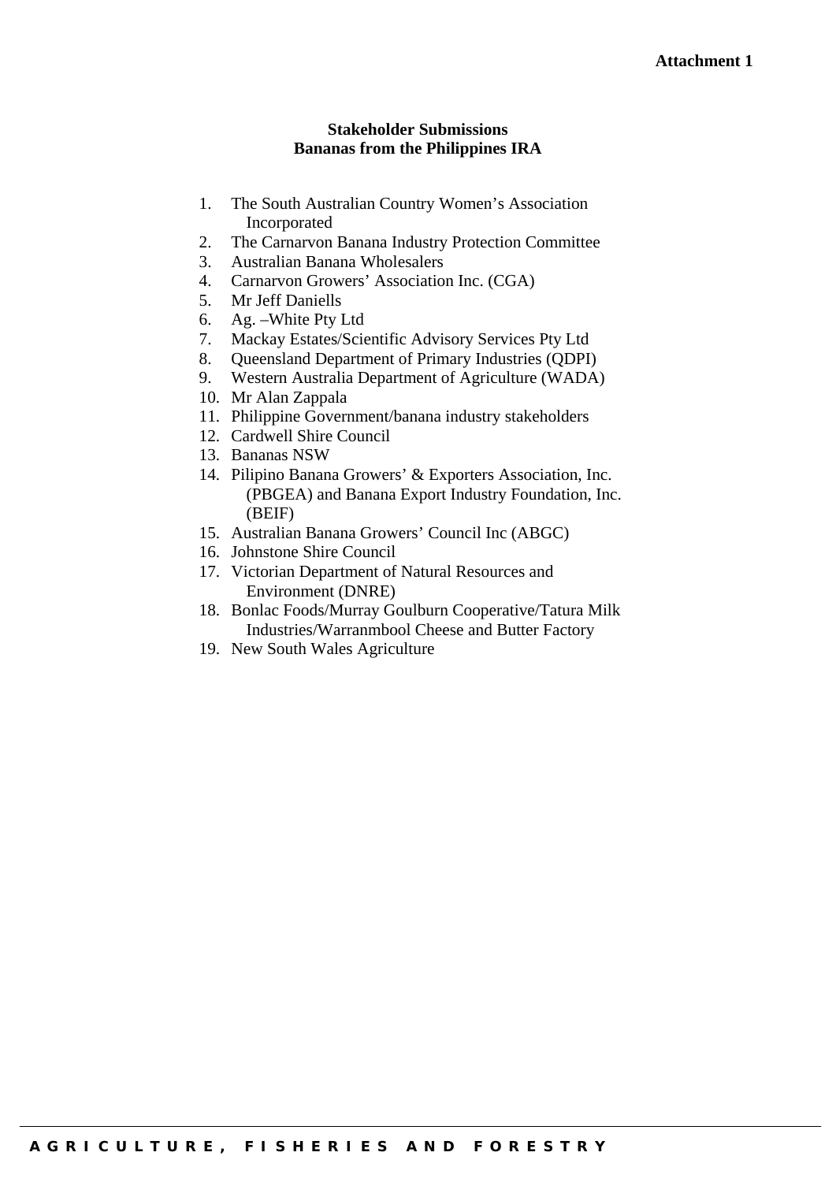**Attachment 1**

**Stakeholder Submissions**
**Bananas from the Philippines IRA**

1. The South Australian Country Women's Association Incorporated
2. The Carnarvon Banana Industry Protection Committee
3. Australian Banana Wholesalers
4. Carnarvon Growers' Association Inc. (CGA)
5. Mr Jeff Daniells
6. Ag. –White Pty Ltd
7. Mackay Estates/Scientific Advisory Services Pty Ltd
8. Queensland Department of Primary Industries (QDPI)
9. Western Australia Department of Agriculture (WADA)
10. Mr Alan Zappala
11. Philippine Government/banana industry stakeholders
12. Cardwell Shire Council
13. Bananas NSW
14. Pilipino Banana Growers' & Exporters Association, Inc. (PBGEA) and Banana Export Industry Foundation, Inc. (BEIF)
15. Australian Banana Growers' Council Inc (ABGC)
16. Johnstone Shire Council
17. Victorian Department of Natural Resources and Environment (DNRE)
18. Bonlac Foods/Murray Goulburn Cooperative/Tatura Milk Industries/Warranmbool Cheese and Butter Factory
19. New South Wales Agriculture